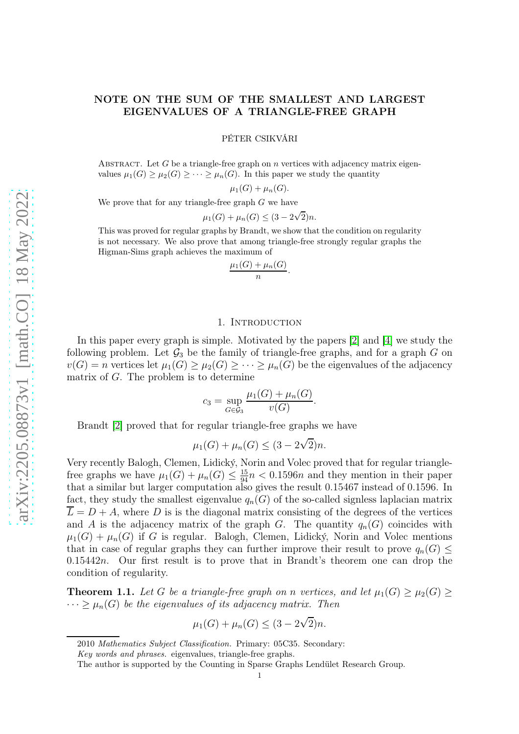# NOTE ON THE SUM OF THE SMALLEST AND LARGEST EIGENVALUES OF A TRIANGLE-FREE GRAPH

PÉTER CSIKVÁRI

Abstract. Let $G$ be a triangle-free graph on $n$ vertices with adjacency matrix eigenvalues $\mu_1(G) \geq \mu_2(G) \geq \cdots \geq \mu_n(G)$. In this paper we study the quantity

$$\mu_1(G) + \mu_n(G).$$

We prove that for any triangle-free graph $G$ we have

$$\mu_1(G) + \mu_n(G) \leq (3 - 2\sqrt{2})n.$$

This was proved for regular graphs by Brandt, we show that the condition on regularity is not necessary. We also prove that among triangle-free strongly regular graphs the Higman-Sims graph achieves the maximum of

$$\frac{\mu_1(G) + \mu_n(G)}{n}.$$

## 1. Introduction

In this paper every graph is simple. Motivated by the papers [2] and [4] we study the following problem. Let $\mathcal{G}_3$ be the family of triangle-free graphs, and for a graph $G$ on $v(G) = n$ vertices let $\mu_1(G) \geq \mu_2(G) \geq \cdots \geq \mu_n(G)$ be the eigenvalues of the adjacency matrix of $G$. The problem is to determine

$$c_3 = \sup_{G \in \mathcal{G}_3} \frac{\mu_1(G) + \mu_n(G)}{v(G)}.$$

Brandt [2] proved that for regular triangle-free graphs we have

$$\mu_1(G) + \mu_n(G) \leq (3 - 2\sqrt{2})n.$$

Very recently Balogh, Clemen, Lidický, Norin and Volec proved that for regular triangle-free graphs we have $\mu_1(G) + \mu_n(G) \leq \frac{15}{94}n < 0.1596n$ and they mention in their paper that a similar but larger computation also gives the result 0.15467 instead of 0.1596. In fact, they study the smallest eigenvalue $q_n(G)$ of the so-called signless laplacian matrix $\overline{L} = D + A$, where $D$ is is the diagonal matrix consisting of the degrees of the vertices and $A$ is the adjacency matrix of the graph $G$. The quantity $q_n(G)$ coincides with $\mu_1(G) + \mu_n(G)$ if $G$ is regular. Balogh, Clemen, Lidický, Norin and Volec mentions that in case of regular graphs they can further improve their result to prove $q_n(G) \leq 0.15442n$. Our first result is to prove that in Brandt's theorem one can drop the condition of regularity.

**Theorem 1.1.** *Let $G$ be a triangle-free graph on $n$ vertices, and let $\mu_1(G) \geq \mu_2(G) \geq \cdots \geq \mu_n(G)$ be the eigenvalues of its adjacency matrix. Then*

$$\mu_1(G) + \mu_n(G) \leq (3 - 2\sqrt{2})n.$$

---

2010 *Mathematics Subject Classification.* Primary: 05C35. Secondary:

*Key words and phrases.* eigenvalues, triangle-free graphs.

The author is supported by the Counting in Sparse Graphs Lendület Research Group.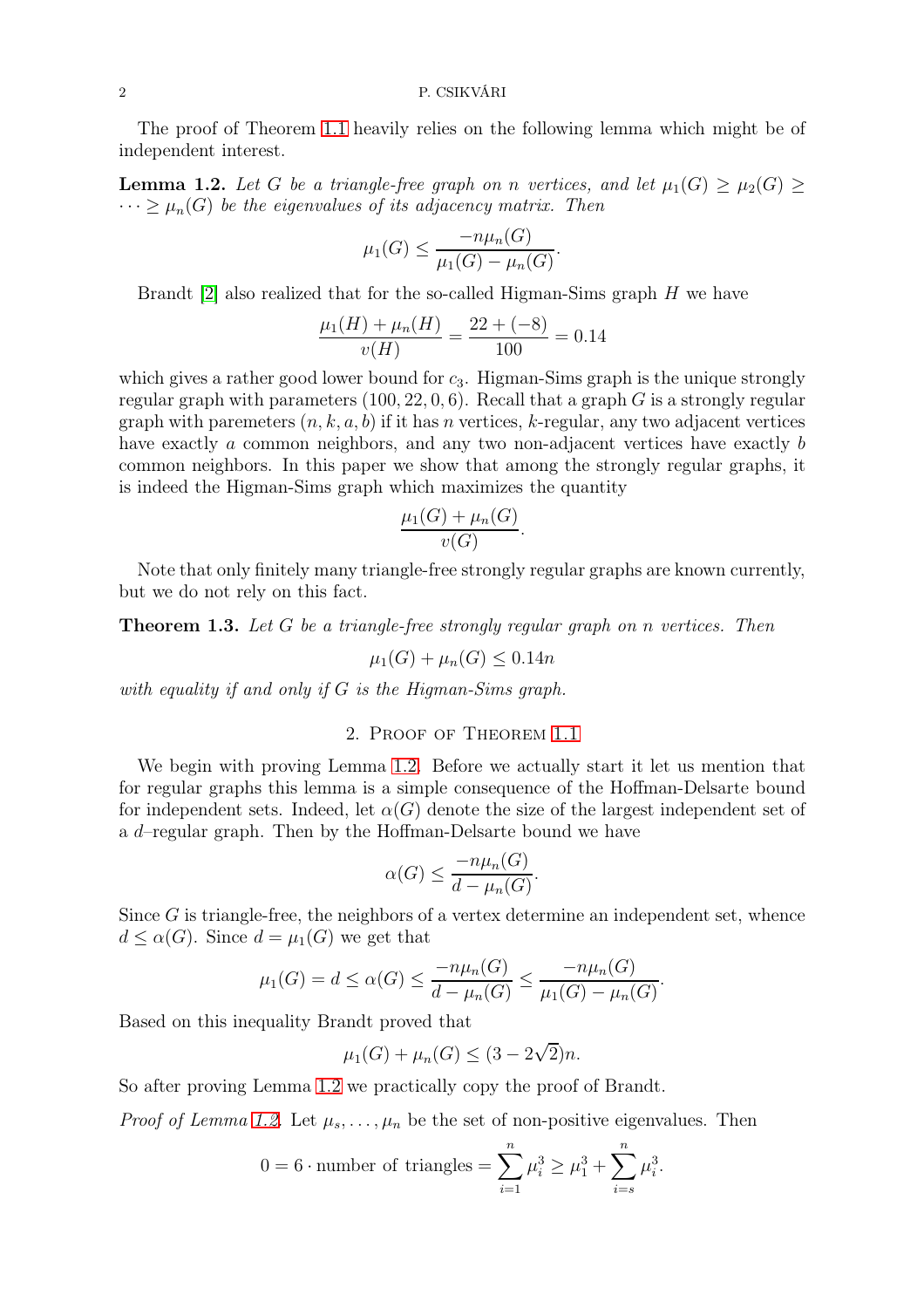The proof of Theorem 1.1 heavily relies on the following lemma which might be of independent interest.

**Lemma 1.2.** *Let $G$ be a triangle-free graph on $n$ vertices, and let $\mu_1(G) \geq \mu_2(G) \geq \dots \geq \mu_n(G)$ be the eigenvalues of its adjacency matrix. Then*

$$\mu_1(G) \leq \frac{-n\mu_n(G)}{\mu_1(G) - \mu_n(G)}.$$

Brandt [2] also realized that for the so-called Higman-Sims graph $H$ we have

$$\frac{\mu_1(H) + \mu_n(H)}{v(H)} = \frac{22 + (-8)}{100} = 0.14$$

which gives a rather good lower bound for $c_3$. Higman-Sims graph is the unique strongly regular graph with parameters $(100, 22, 0, 6)$. Recall that a graph $G$ is a strongly regular graph with paremeters $(n, k, a, b)$ if it has $n$ vertices, $k$-regular, any two adjacent vertices have exactly $a$ common neighbors, and any two non-adjacent vertices have exactly $b$ common neighbors. In this paper we show that among the strongly regular graphs, it is indeed the Higman-Sims graph which maximizes the quantity

$$\frac{\mu_1(G) + \mu_n(G)}{v(G)}.$$

Note that only finitely many triangle-free strongly regular graphs are known currently, but we do not rely on this fact.

**Theorem 1.3.** *Let $G$ be a triangle-free strongly regular graph on $n$ vertices. Then*

$$\mu_1(G) + \mu_n(G) \leq 0.14n$$

*with equality if and only if $G$ is the Higman-Sims graph.*

## 2. Proof of Theorem 1.1

We begin with proving Lemma 1.2. Before we actually start it let us mention that for regular graphs this lemma is a simple consequence of the Hoffman-Delsarte bound for independent sets. Indeed, let $\alpha(G)$ denote the size of the largest independent set of a $d$–regular graph. Then by the Hoffman-Delsarte bound we have

$$\alpha(G) \leq \frac{-n\mu_n(G)}{d - \mu_n(G)}.$$

Since $G$ is triangle-free, the neighbors of a vertex determine an independent set, whence $d \leq \alpha(G)$. Since $d = \mu_1(G)$ we get that

$$\mu_1(G) = d \leq \alpha(G) \leq \frac{-n\mu_n(G)}{d - \mu_n(G)} \leq \frac{-n\mu_n(G)}{\mu_1(G) - \mu_n(G)}.$$

Based on this inequality Brandt proved that

$$\mu_1(G) + \mu_n(G) \leq (3 - 2\sqrt{2})n.$$

So after proving Lemma 1.2 we practically copy the proof of Brandt.

*Proof of Lemma 1.2.* Let $\mu_s, \dots, \mu_n$ be the set of non-positive eigenvalues. Then

$$0 = 6 \cdot \text{number of triangles} = \sum_{i=1}^{n} \mu_i^3 \geq \mu_1^3 + \sum_{i=s}^{n} \mu_i^3.$$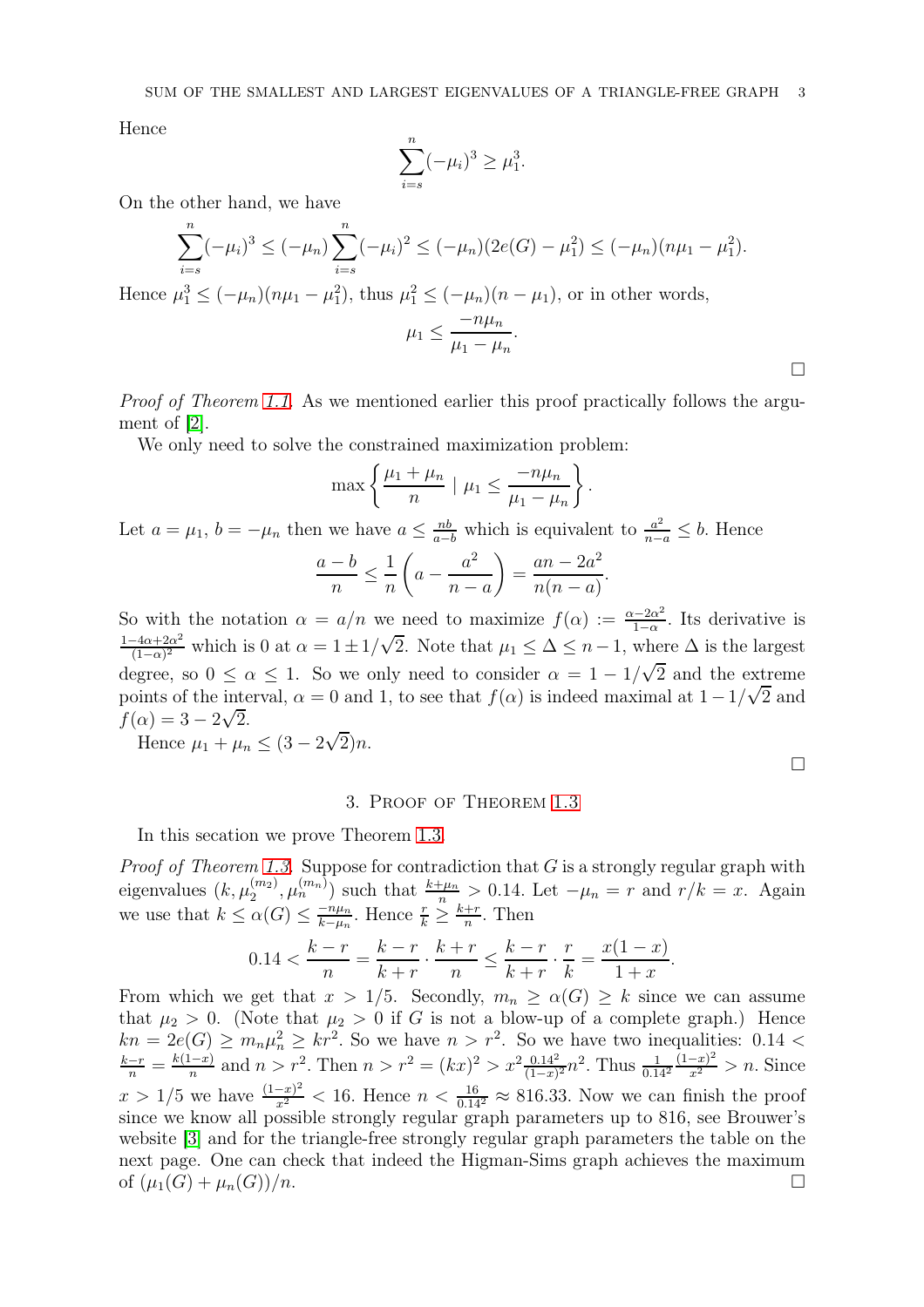Hence

$$\sum_{i=s}^{n} (-\mu_i)^3 \geq \mu_1^3.$$

On the other hand, we have

$$\sum_{i=s}^{n} (-\mu_i)^3 \leq (-\mu_n) \sum_{i=s}^{n} (-\mu_i)^2 \leq (-\mu_n)(2e(G) - \mu_1^2) \leq (-\mu_n)(n\mu_1 - \mu_1^2).$$

Hence $\mu_1^3 \leq (-\mu_n)(n\mu_1 - \mu_1^2)$, thus $\mu_1^2 \leq (-\mu_n)(n - \mu_1)$, or in other words,

$$\mu_1 \leq \frac{-n\mu_n}{\mu_1 - \mu_n}.$$

□

*Proof of Theorem 1.1.* As we mentioned earlier this proof practically follows the argument of [2].

We only need to solve the constrained maximization problem:

$$\max \left\{ \frac{\mu_1 + \mu_n}{n} \mid \mu_1 \leq \frac{-n\mu_n}{\mu_1 - \mu_n} \right\}.$$

Let $a = \mu_1$, $b = -\mu_n$ then we have $a \leq \frac{nb}{a-b}$ which is equivalent to $\frac{a^2}{n-a} \leq b$. Hence

$$\frac{a-b}{n} \leq \frac{1}{n}\left(a - \frac{a^2}{n-a}\right) = \frac{an - 2a^2}{n(n-a)}.$$

So with the notation $\alpha = a/n$ we need to maximize $f(\alpha) := \frac{\alpha - 2\alpha^2}{1-\alpha}$. Its derivative is $\frac{1-4\alpha+2\alpha^2}{(1-\alpha)^2}$ which is 0 at $\alpha = 1 \pm 1/\sqrt{2}$. Note that $\mu_1 \leq \Delta \leq n-1$, where $\Delta$ is the largest degree, so $0 \leq \alpha \leq 1$. So we only need to consider $\alpha = 1 - 1/\sqrt{2}$ and the extreme points of the interval, $\alpha = 0$ and 1, to see that $f(\alpha)$ is indeed maximal at $1 - 1/\sqrt{2}$ and $f(\alpha) = 3 - 2\sqrt{2}$.

Hence $\mu_1 + \mu_n \leq (3 - 2\sqrt{2})n$.

□

## 3. Proof of Theorem 1.3

In this secation we prove Theorem 1.3.

*Proof of Theorem 1.3.* Suppose for contradiction that $G$ is a strongly regular graph with eigenvalues $(k, \mu_2^{(m_2)}, \mu_n^{(m_n)})$ such that $\frac{k+\mu_n}{n} > 0.14$. Let $-\mu_n = r$ and $r/k = x$. Again we use that $k \leq \alpha(G) \leq \frac{-n\mu_n}{k-\mu_n}$. Hence $\frac{r}{k} \geq \frac{k+r}{n}$. Then

$$0.14 < \frac{k-r}{n} = \frac{k-r}{k+r} \cdot \frac{k+r}{n} \leq \frac{k-r}{k+r} \cdot \frac{r}{k} = \frac{x(1-x)}{1+x}.$$

From which we get that $x > 1/5$. Secondly, $m_n \geq \alpha(G) \geq k$ since we can assume that $\mu_2 > 0$. (Note that $\mu_2 > 0$ if $G$ is not a blow-up of a complete graph.) Hence $kn = 2e(G) \geq m_n\mu_n^2 \geq kr^2$. So we have $n > r^2$. So we have two inequalities: $0.14 < \frac{k-r}{n} = \frac{k(1-x)}{n}$ and $n > r^2$. Then $n > r^2 = (kx)^2 > x^2 \frac{0.14^2}{(1-x)^2} n^2$. Thus $\frac{1}{0.14^2} \frac{(1-x)^2}{x^2} > n$. Since $x > 1/5$ we have $\frac{(1-x)^2}{x^2} < 16$. Hence $n < \frac{16}{0.14^2} \approx 816.33$. Now we can finish the proof since we know all possible strongly regular graph parameters up to 816, see Brouwer's website [3] and for the triangle-free strongly regular graph parameters the table on the next page. One can check that indeed the Higman-Sims graph achieves the maximum of $(\mu_1(G) + \mu_n(G))/n$. □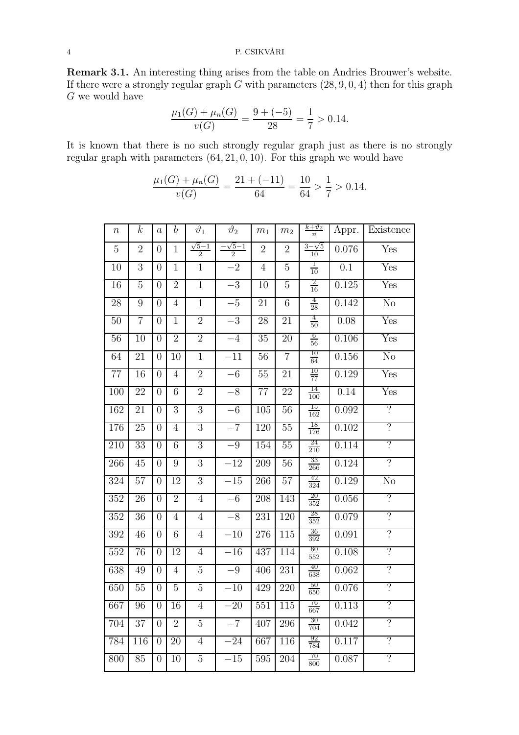**Remark 3.1.** An interesting thing arises from the table on Andries Brouwer's website. If there were a strongly regular graph $G$ with parameters $(28, 9, 0, 4)$ then for this graph $G$ we would have

$$\frac{\mu_1(G) + \mu_n(G)}{v(G)} = \frac{9 + (-5)}{28} = \frac{1}{7} > 0.14.$$

It is known that there is no such strongly regular graph just as there is no strongly regular graph with parameters $(64, 21, 0, 10)$. For this graph we would have

$$\frac{\mu_1(G) + \mu_n(G)}{v(G)} = \frac{21 + (-11)}{64} = \frac{10}{64} > \frac{1}{7} > 0.14.$$

| $n$ | $k$ | $a$ | $b$ | $\vartheta_1$ | $\vartheta_2$ | $m_1$ | $m_2$ | $\frac{k+\vartheta_2}{n}$ | Appr. | Existence |
|---|---|---|---|---|---|---|---|---|---|---|
| 5 | 2 | 0 | 1 | $\frac{\sqrt{5}-1}{2}$ | $\frac{-\sqrt{5}-1}{2}$ | 2 | 2 | $\frac{3-\sqrt{5}}{10}$ | 0.076 | Yes |
| 10 | 3 | 0 | 1 | 1 | $-2$ | 4 | 5 | $\frac{1}{10}$ | 0.1 | Yes |
| 16 | 5 | 0 | 2 | 1 | $-3$ | 10 | 5 | $\frac{2}{16}$ | 0.125 | Yes |
| 28 | 9 | 0 | 4 | 1 | $-5$ | 21 | 6 | $\frac{4}{28}$ | 0.142 | No |
| 50 | 7 | 0 | 1 | 2 | $-3$ | 28 | 21 | $\frac{4}{50}$ | 0.08 | Yes |
| 56 | 10 | 0 | 2 | 2 | $-4$ | 35 | 20 | $\frac{6}{56}$ | 0.106 | Yes |
| 64 | 21 | 0 | 10 | 1 | $-11$ | 56 | 7 | $\frac{10}{64}$ | 0.156 | No |
| 77 | 16 | 0 | 4 | 2 | $-6$ | 55 | 21 | $\frac{10}{77}$ | 0.129 | Yes |
| 100 | 22 | 0 | 6 | 2 | $-8$ | 77 | 22 | $\frac{14}{100}$ | 0.14 | Yes |
| 162 | 21 | 0 | 3 | 3 | $-6$ | 105 | 56 | $\frac{15}{162}$ | 0.092 | ? |
| 176 | 25 | 0 | 4 | 3 | $-7$ | 120 | 55 | $\frac{18}{176}$ | 0.102 | ? |
| 210 | 33 | 0 | 6 | 3 | $-9$ | 154 | 55 | $\frac{24}{210}$ | 0.114 | ? |
| 266 | 45 | 0 | 9 | 3 | $-12$ | 209 | 56 | $\frac{33}{266}$ | 0.124 | ? |
| 324 | 57 | 0 | 12 | 3 | $-15$ | 266 | 57 | $\frac{42}{324}$ | 0.129 | No |
| 352 | 26 | 0 | 2 | 4 | $-6$ | 208 | 143 | $\frac{20}{352}$ | 0.056 | ? |
| 352 | 36 | 0 | 4 | 4 | $-8$ | 231 | 120 | $\frac{28}{352}$ | 0.079 | ? |
| 392 | 46 | 0 | 6 | 4 | $-10$ | 276 | 115 | $\frac{36}{392}$ | 0.091 | ? |
| 552 | 76 | 0 | 12 | 4 | $-16$ | 437 | 114 | $\frac{60}{552}$ | 0.108 | ? |
| 638 | 49 | 0 | 4 | 5 | $-9$ | 406 | 231 | $\frac{40}{638}$ | 0.062 | ? |
| 650 | 55 | 0 | 5 | 5 | $-10$ | 429 | 220 | $\frac{50}{650}$ | 0.076 | ? |
| 667 | 96 | 0 | 16 | 4 | $-20$ | 551 | 115 | $\frac{76}{667}$ | 0.113 | ? |
| 704 | 37 | 0 | 2 | 5 | $-7$ | 407 | 296 | $\frac{30}{704}$ | 0.042 | ? |
| 784 | 116 | 0 | 20 | 4 | $-24$ | 667 | 116 | $\frac{92}{784}$ | 0.117 | ? |
| 800 | 85 | 0 | 10 | 5 | $-15$ | 595 | 204 | $\frac{70}{800}$ | 0.087 | ? |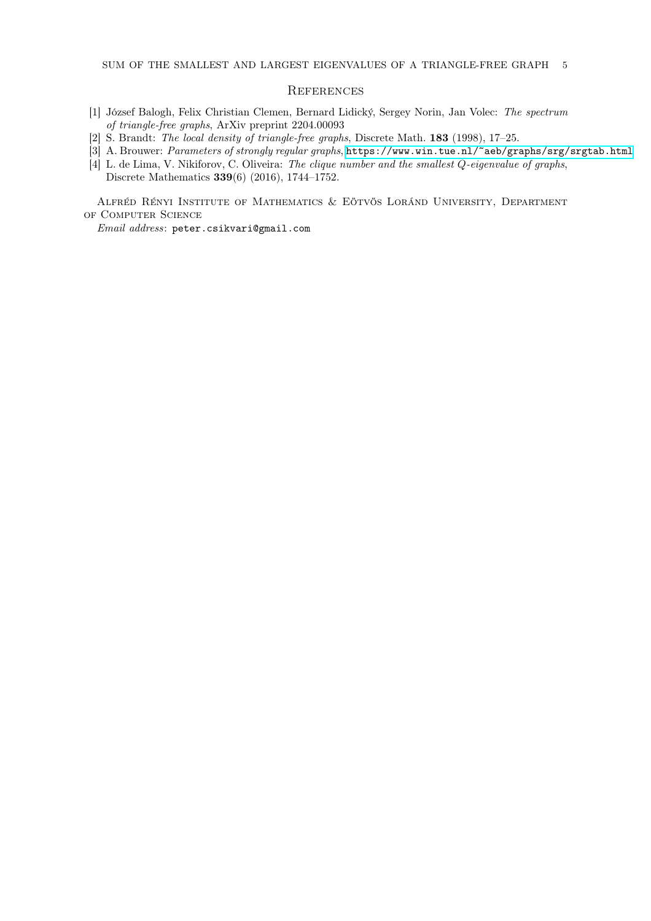## References

[1] József Balogh, Felix Christian Clemen, Bernard Lidický, Sergey Norin, Jan Volec: *The spectrum of triangle-free graphs*, ArXiv preprint 2204.00093

[2] S. Brandt: *The local density of triangle-free graphs*, Discrete Math. **183** (1998), 17–25.

[3] A. Brouwer: *Parameters of strongly regular graphs*, https://www.win.tue.nl/~aeb/graphs/srg/srgtab.html

[4] L. de Lima, V. Nikiforov, C. Oliveira: *The clique number and the smallest $Q$-eigenvalue of graphs*, Discrete Mathematics **339**(6) (2016), 1744–1752.

Alfréd Rényi Institute of Mathematics & Eötvös Loránd University, Department of Computer Science

*Email address*: peter.csikvari@gmail.com